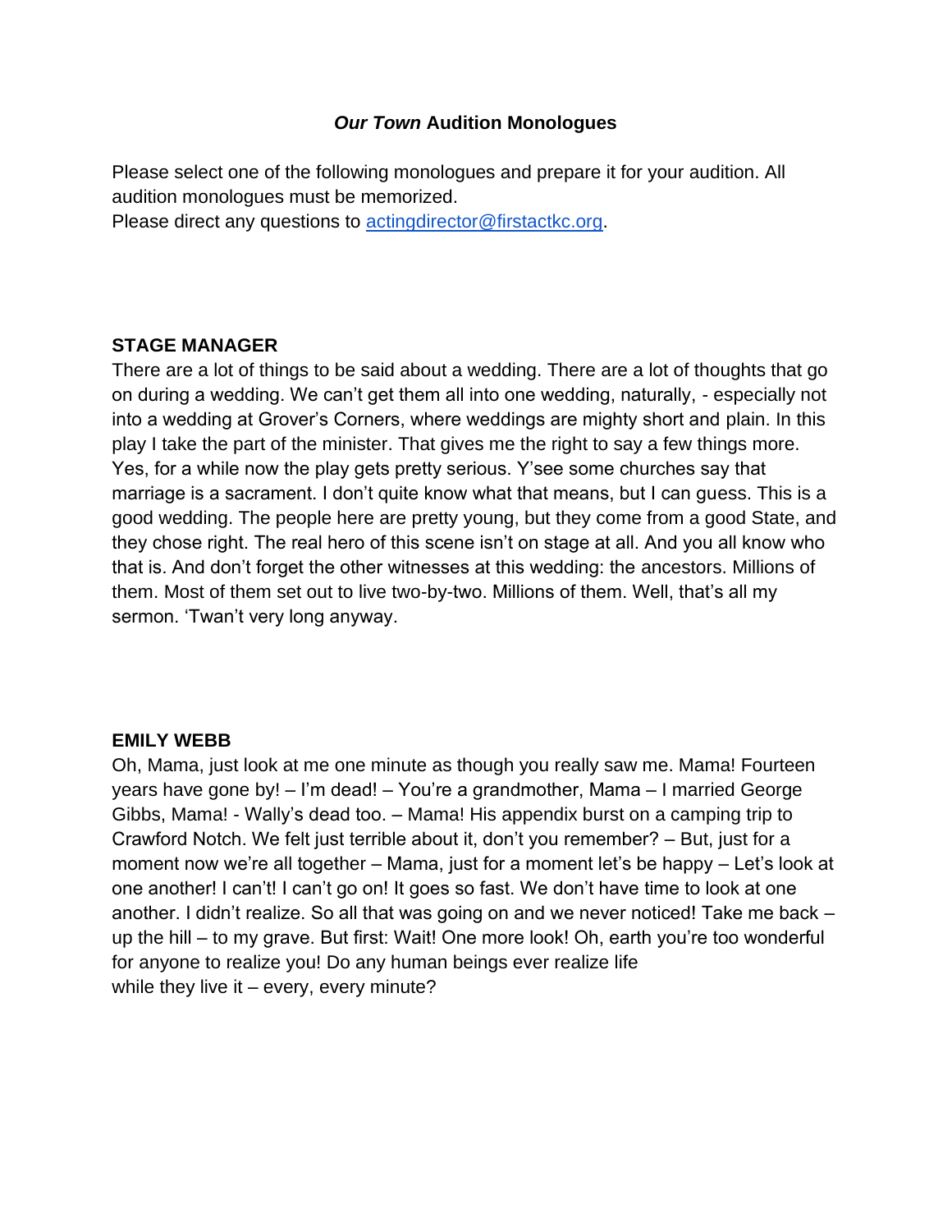# *Our Town* Audition Monologues

Please select one of the following monologues and prepare it for your audition. All audition monologues must be memorized.
Please direct any questions to [actingdirector@firstactkc.org](mailto:actingdirector@firstactkc.org).

**STAGE MANAGER**

There are a lot of things to be said about a wedding. There are a lot of thoughts that go on during a wedding. We can't get them all into one wedding, naturally, - especially not into a wedding at Grover's Corners, where weddings are mighty short and plain. In this play I take the part of the minister. That gives me the right to say a few things more. Yes, for a while now the play gets pretty serious. Y'see some churches say that marriage is a sacrament. I don't quite know what that means, but I can guess. This is a good wedding. The people here are pretty young, but they come from a good State, and they chose right. The real hero of this scene isn't on stage at all. And you all know who that is. And don't forget the other witnesses at this wedding: the ancestors. Millions of them. Most of them set out to live two-by-two. Millions of them. Well, that's all my sermon. 'Twan't very long anyway.

**EMILY WEBB**

Oh, Mama, just look at me one minute as though you really saw me. Mama! Fourteen years have gone by! – I'm dead! – You're a grandmother, Mama – I married George Gibbs, Mama! - Wally's dead too. – Mama! His appendix burst on a camping trip to Crawford Notch. We felt just terrible about it, don't you remember? – But, just for a moment now we're all together – Mama, just for a moment let's be happy – Let's look at one another! I can't! I can't go on! It goes so fast. We don't have time to look at one another. I didn't realize. So all that was going on and we never noticed! Take me back – up the hill – to my grave. But first: Wait! One more look! Oh, earth you're too wonderful for anyone to realize you! Do any human beings ever realize life while they live it – every, every minute?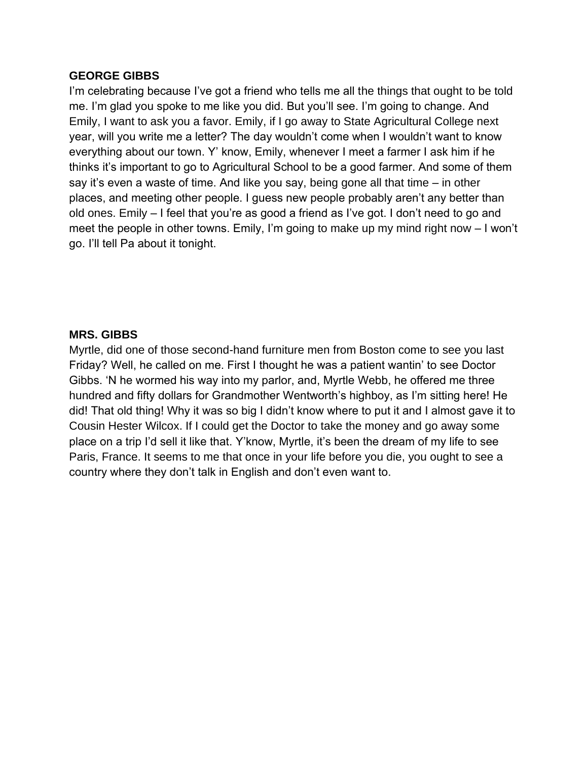**GEORGE GIBBS**

I'm celebrating because I've got a friend who tells me all the things that ought to be told me. I'm glad you spoke to me like you did. But you'll see. I'm going to change. And Emily, I want to ask you a favor. Emily, if I go away to State Agricultural College next year, will you write me a letter? The day wouldn't come when I wouldn't want to know everything about our town. Y' know, Emily, whenever I meet a farmer I ask him if he thinks it's important to go to Agricultural School to be a good farmer. And some of them say it's even a waste of time. And like you say, being gone all that time – in other places, and meeting other people. I guess new people probably aren't any better than old ones. Emily – I feel that you're as good a friend as I've got. I don't need to go and meet the people in other towns. Emily, I'm going to make up my mind right now – I won't go. I'll tell Pa about it tonight.

**MRS. GIBBS**

Myrtle, did one of those second-hand furniture men from Boston come to see you last Friday? Well, he called on me. First I thought he was a patient wantin' to see Doctor Gibbs. 'N he wormed his way into my parlor, and, Myrtle Webb, he offered me three hundred and fifty dollars for Grandmother Wentworth's highboy, as I'm sitting here! He did! That old thing! Why it was so big I didn't know where to put it and I almost gave it to Cousin Hester Wilcox. If I could get the Doctor to take the money and go away some place on a trip I'd sell it like that. Y'know, Myrtle, it's been the dream of my life to see Paris, France. It seems to me that once in your life before you die, you ought to see a country where they don't talk in English and don't even want to.